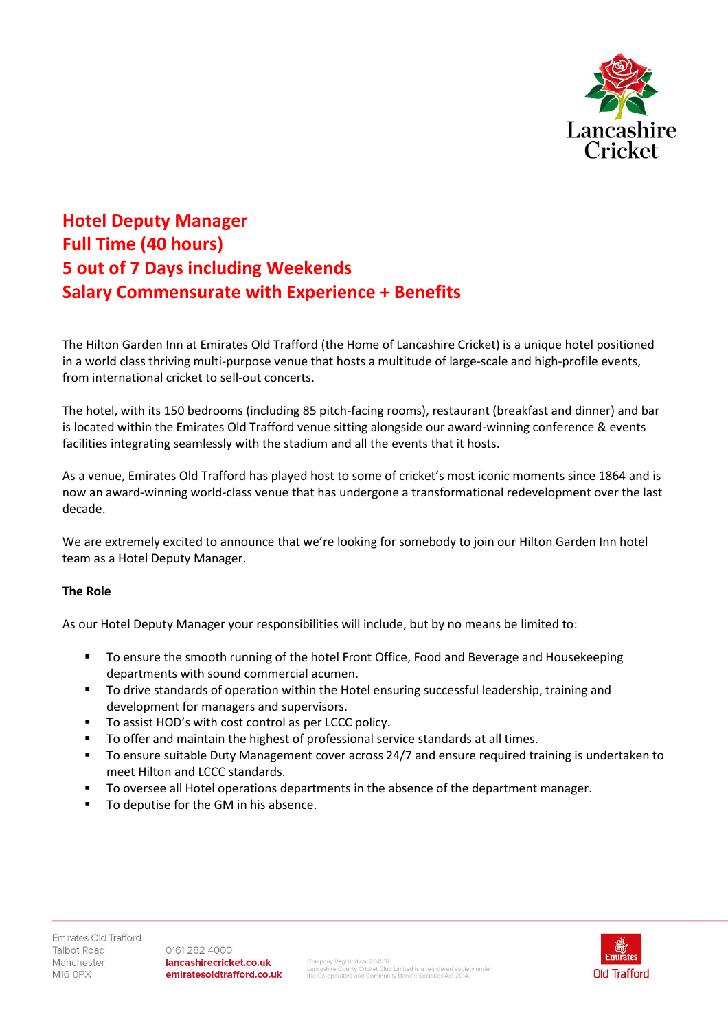# Hotel Deputy Manager
# Full Time (40 hours)
# 5 out of 7 Days including Weekends
# Salary Commensurate with Experience + Benefits

The Hilton Garden Inn at Emirates Old Trafford (the Home of Lancashire Cricket) is a unique hotel positioned in a world class thriving multi-purpose venue that hosts a multitude of large-scale and high-profile events, from international cricket to sell-out concerts.

The hotel, with its 150 bedrooms (including 85 pitch-facing rooms), restaurant (breakfast and dinner) and bar is located within the Emirates Old Trafford venue sitting alongside our award-winning conference & events facilities integrating seamlessly with the stadium and all the events that it hosts.

As a venue, Emirates Old Trafford has played host to some of cricket's most iconic moments since 1864 and is now an award-winning world-class venue that has undergone a transformational redevelopment over the last decade.

We are extremely excited to announce that we're looking for somebody to join our Hilton Garden Inn hotel team as a Hotel Deputy Manager.

**The Role**

As our Hotel Deputy Manager your responsibilities will include, but by no means be limited to:

- To ensure the smooth running of the hotel Front Office, Food and Beverage and Housekeeping departments with sound commercial acumen.
- To drive standards of operation within the Hotel ensuring successful leadership, training and development for managers and supervisors.
- To assist HOD's with cost control as per LCCC policy.
- To offer and maintain the highest of professional service standards at all times.
- To ensure suitable Duty Management cover across 24/7 and ensure required training is undertaken to meet Hilton and LCCC standards.
- To oversee all Hotel operations departments in the absence of the department manager.
- To deputise for the GM in his absence.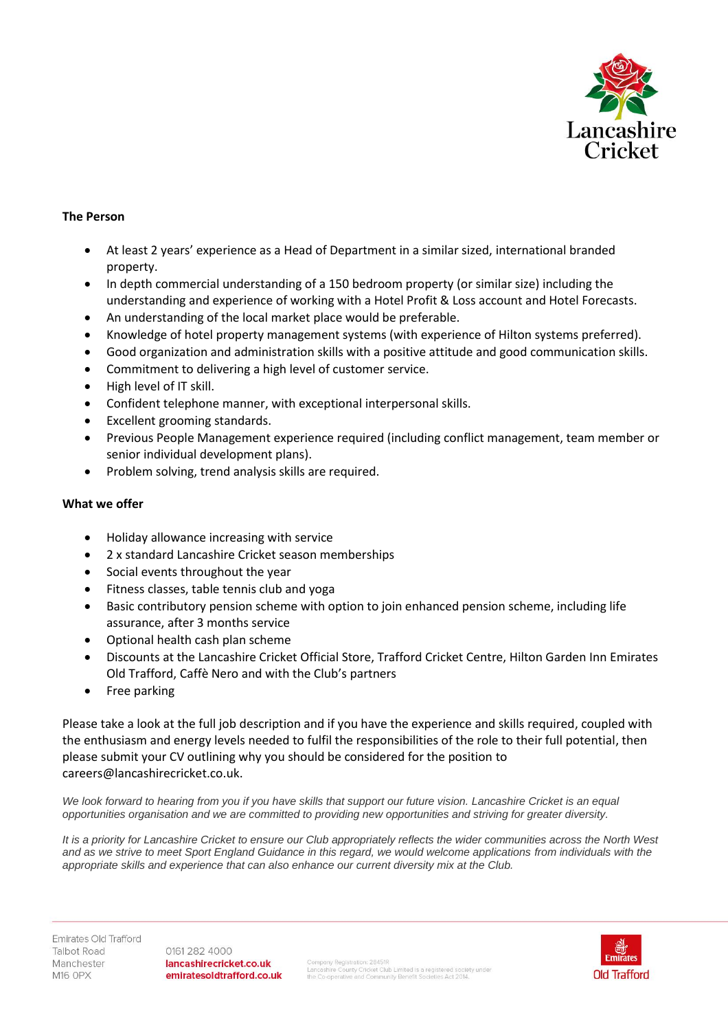**The Person**

- At least 2 years' experience as a Head of Department in a similar sized, international branded property.
- In depth commercial understanding of a 150 bedroom property (or similar size) including the understanding and experience of working with a Hotel Profit & Loss account and Hotel Forecasts.
- An understanding of the local market place would be preferable.
- Knowledge of hotel property management systems (with experience of Hilton systems preferred).
- Good organization and administration skills with a positive attitude and good communication skills.
- Commitment to delivering a high level of customer service.
- High level of IT skill.
- Confident telephone manner, with exceptional interpersonal skills.
- Excellent grooming standards.
- Previous People Management experience required (including conflict management, team member or senior individual development plans).
- Problem solving, trend analysis skills are required.

**What we offer**

- Holiday allowance increasing with service
- 2 x standard Lancashire Cricket season memberships
- Social events throughout the year
- Fitness classes, table tennis club and yoga
- Basic contributory pension scheme with option to join enhanced pension scheme, including life assurance, after 3 months service
- Optional health cash plan scheme
- Discounts at the Lancashire Cricket Official Store, Trafford Cricket Centre, Hilton Garden Inn Emirates Old Trafford, Caffè Nero and with the Club's partners
- Free parking

Please take a look at the full job description and if you have the experience and skills required, coupled with the enthusiasm and energy levels needed to fulfil the responsibilities of the role to their full potential, then please submit your CV outlining why you should be considered for the position to careers@lancashirecricket.co.uk.

*We look forward to hearing from you if you have skills that support our future vision. Lancashire Cricket is an equal opportunities organisation and we are committed to providing new opportunities and striving for greater diversity.*

*It is a priority for Lancashire Cricket to ensure our Club appropriately reflects the wider communities across the North West and as we strive to meet Sport England Guidance in this regard, we would welcome applications from individuals with the appropriate skills and experience that can also enhance our current diversity mix at the Club.*